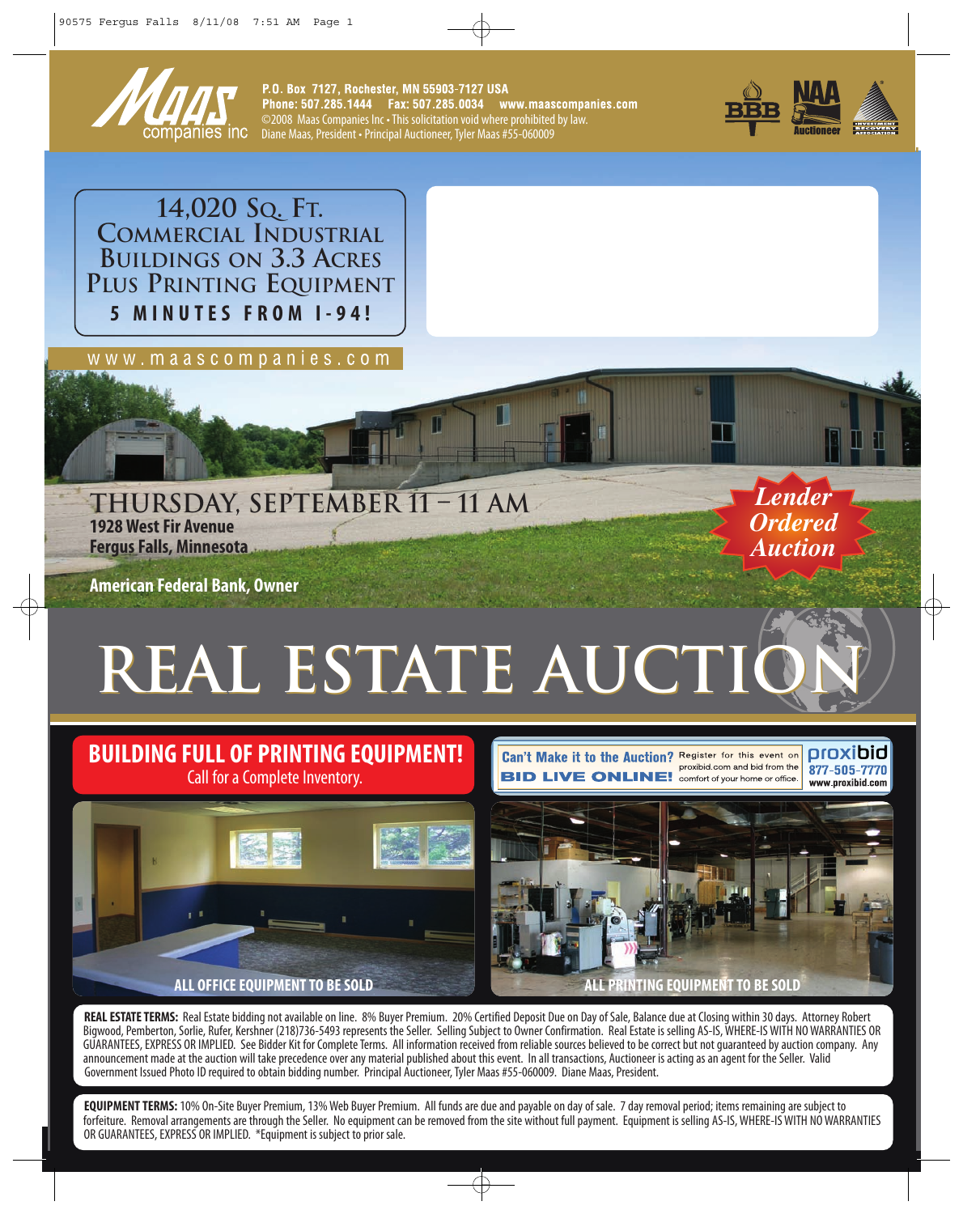**Maas companies inc**

**P.O. Box 7127, Rochester, MN 55903-7127 USA**
**Phone: 507.285.1444 Fax: 507.285.0034 www.maascompanies.com**
©2008 Maas Companies Inc • This solicitation void where prohibited by law.
Diane Maas, President • Principal Auctioneer, Tyler Maas #55-060009

## 14,020 Sq. Ft. Commercial Industrial Buildings on 3.3 Acres Plus Printing Equipment

**5 MINUTES FROM I-94!**

www.maascompanies.com

## THURSDAY, SEPTEMBER 11 – 11 AM

**1928 West Fir Avenue**
**Fergus Falls, Minnesota**

**American Federal Bank, Owner**

*Lender Ordered Auction*

# REAL ESTATE AUCTION

## BUILDING FULL OF PRINTING EQUIPMENT!

Call for a Complete Inventory.

**Can't Make it to the Auction? BID LIVE ONLINE!** Register for this event on proxibid.com and bid from the comfort of your home or office. proxibid 877-505-7770 www.proxibid.com

ALL OFFICE EQUIPMENT TO BE SOLD

ALL PRINTING EQUIPMENT TO BE SOLD

**REAL ESTATE TERMS:** Real Estate bidding not available on line. 8% Buyer Premium. 20% Certified Deposit Due on Day of Sale, Balance due at Closing within 30 days. Attorney Robert Bigwood, Pemberton, Sorlie, Rufer, Kershner (218)736-5493 represents the Seller. Selling Subject to Owner Confirmation. Real Estate is selling AS-IS, WHERE-IS WITH NO WARRANTIES OR GUARANTEES, EXPRESS OR IMPLIED. See Bidder Kit for Complete Terms. All information received from reliable sources believed to be correct but not guaranteed by auction company. Any announcement made at the auction will take precedence over any material published about this event. In all transactions, Auctioneer is acting as an agent for the Seller. Valid Government Issued Photo ID required to obtain bidding number. Principal Auctioneer, Tyler Maas #55-060009. Diane Maas, President.

**EQUIPMENT TERMS:** 10% On-Site Buyer Premium, 13% Web Buyer Premium. All funds are due and payable on day of sale. 7 day removal period; items remaining are subject to forfeiture. Removal arrangements are through the Seller. No equipment can be removed from the site without full payment. Equipment is selling AS-IS, WHERE-IS WITH NO WARRANTIES OR GUARANTEES, EXPRESS OR IMPLIED. *Equipment is subject to prior sale.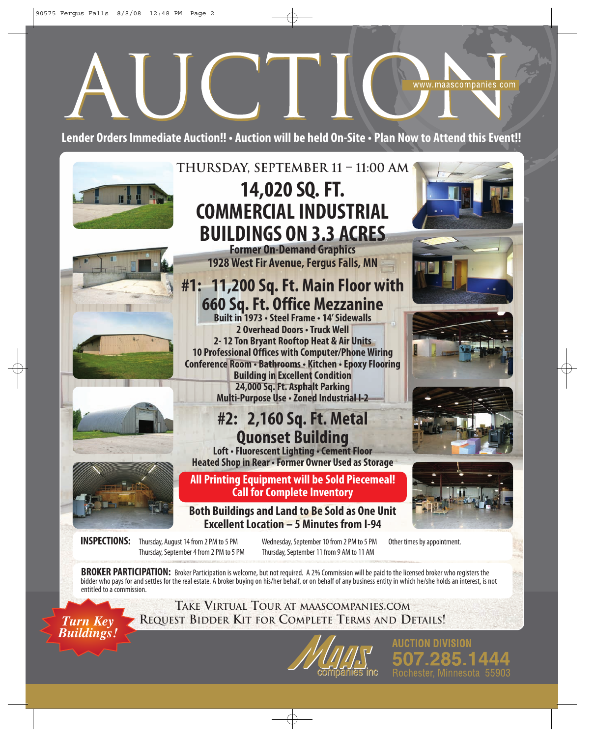# AUCTION

www.maascompanies.com

**Lender Orders Immediate Auction!! • Auction will be held On-Site • Plan Now to Attend this Event!!**

THURSDAY, SEPTEMBER 11 – 11:00 AM

## 14,020 SQ. FT. COMMERCIAL INDUSTRIAL BUILDINGS ON 3.3 ACRES

**Former On-Demand Graphics**
**1928 West Fir Avenue, Fergus Falls, MN**

## #1: 11,200 Sq. Ft. Main Floor with 660 Sq. Ft. Office Mezzanine

**Built in 1973 • Steel Frame • 14' Sidewalls**
**2 Overhead Doors • Truck Well**
**2- 12 Ton Bryant Rooftop Heat & Air Units**
**10 Professional Offices with Computer/Phone Wiring**
**Conference Room • Bathrooms • Kitchen • Epoxy Flooring**
**Building in Excellent Condition**
**24,000 Sq. Ft. Asphalt Parking**
**Multi-Purpose Use • Zoned Industrial I-2**

## #2: 2,160 Sq. Ft. Metal Quonset Building

**Loft • Fluorescent Lighting • Cement Floor**
**Heated Shop in Rear • Former Owner Used as Storage**

**All Printing Equipment will be Sold Piecemeal!**
**Call for Complete Inventory**

**Both Buildings and Land to Be Sold as One Unit**
**Excellent Location – 5 Minutes from I-94**

**INSPECTIONS:** Thursday, August 14 from 2 PM to 5 PM; Thursday, September 4 from 2 PM to 5 PM; Wednesday, September 10 from 2 PM to 5 PM; Thursday, September 11 from 9 AM to 11 AM; Other times by appointment.

**BROKER PARTICIPATION:** Broker Participation is welcome, but not required. A 2% Commission will be paid to the licensed broker who registers the bidder who pays for and settles for the real estate. A broker buying on his/her behalf, or on behalf of any business entity in which he/she holds an interest, is not entitled to a commission.

*Turn Key Buildings!*

TAKE VIRTUAL TOUR AT MAASCOMPANIES.COM
REQUEST BIDDER KIT FOR COMPLETE TERMS AND DETAILS!

MAAS companies inc

AUCTION DIVISION
507.285.1444
Rochester, Minnesota 55903